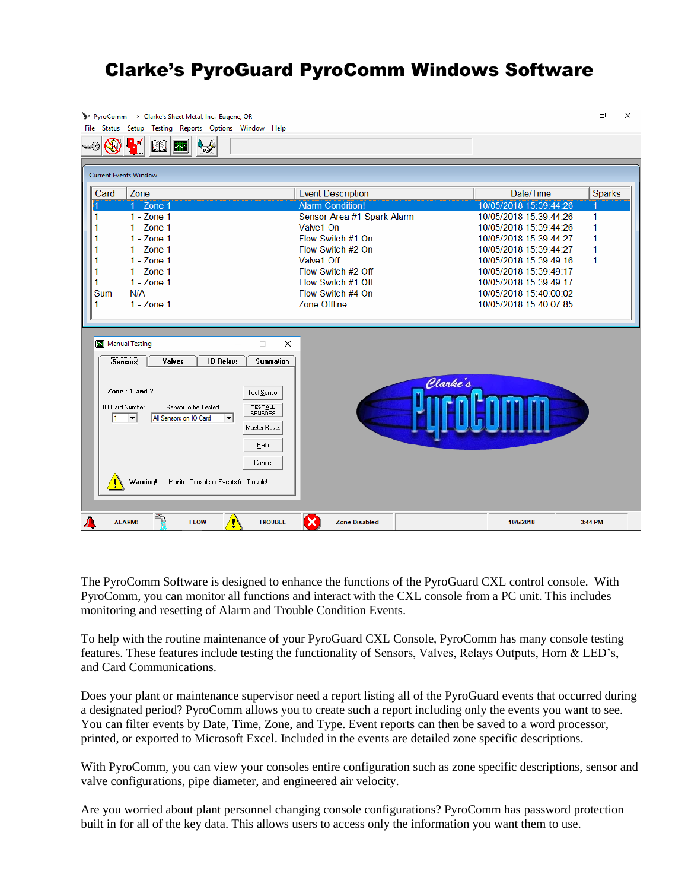# Clarke's PyroGuard PyroComm Windows Software

The PyroComm Software is designed to enhance the functions of the PyroGuard CXL control console. With PyroComm, you can monitor all functions and interact with the CXL console from a PC unit. This includes monitoring and resetting of Alarm and Trouble Condition Events.

To help with the routine maintenance of your PyroGuard CXL Console, PyroComm has many console testing features. These features include testing the functionality of Sensors, Valves, Relays Outputs, Horn & LED's, and Card Communications.

Does your plant or maintenance supervisor need a report listing all of the PyroGuard events that occurred during a designated period? PyroComm allows you to create such a report including only the events you want to see. You can filter events by Date, Time, Zone, and Type. Event reports can then be saved to a word processor, printed, or exported to Microsoft Excel. Included in the events are detailed zone specific descriptions.

With PyroComm, you can view your consoles entire configuration such as zone specific descriptions, sensor and valve configurations, pipe diameter, and engineered air velocity.

Are you worried about plant personnel changing console configurations? PyroComm has password protection built in for all of the key data. This allows users to access only the information you want them to use.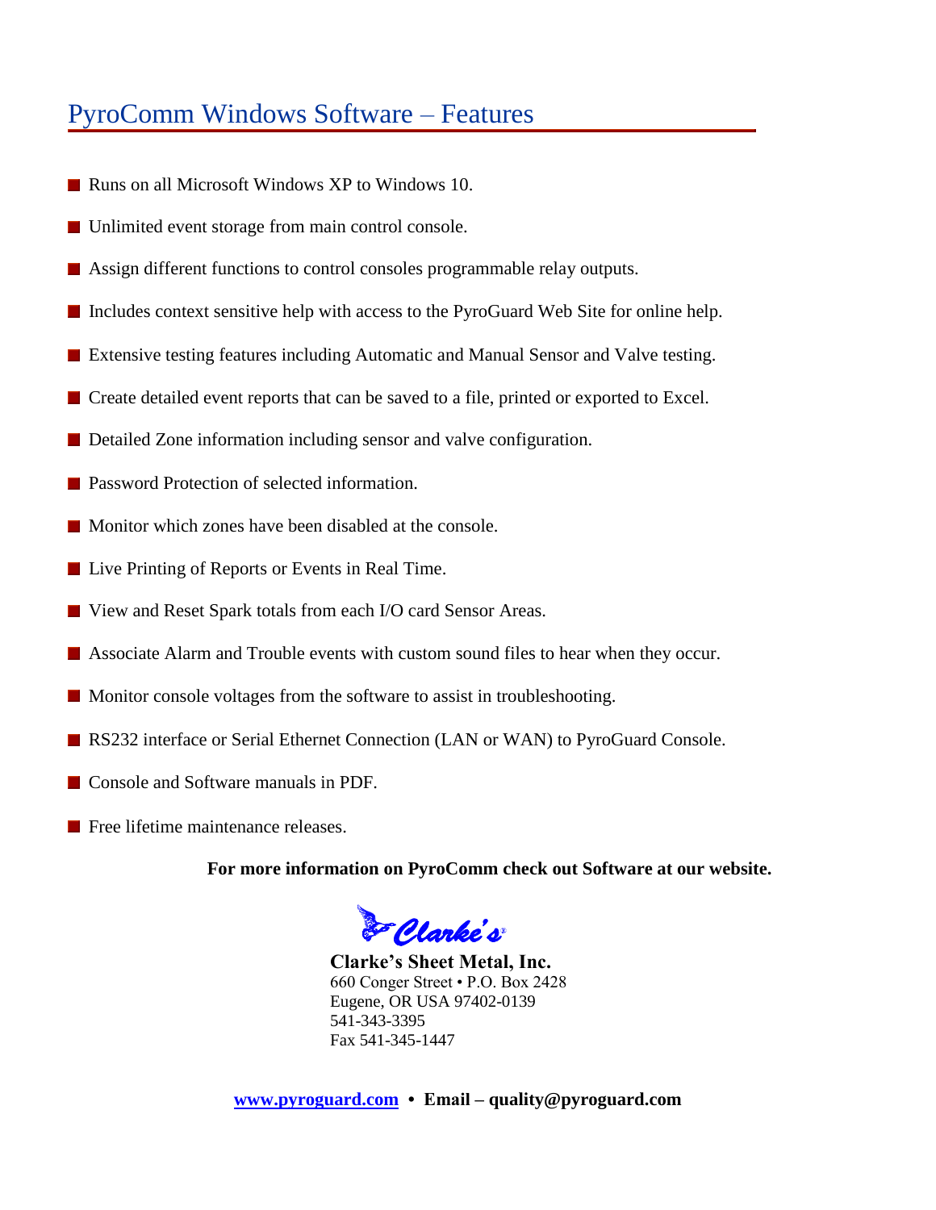# PyroComm Windows Software – Features

- Runs on all Microsoft Windows XP to Windows 10.
- Unlimited event storage from main control console.
- Assign different functions to control consoles programmable relay outputs.
- Includes context sensitive help with access to the PyroGuard Web Site for online help.
- Extensive testing features including Automatic and Manual Sensor and Valve testing.
- Create detailed event reports that can be saved to a file, printed or exported to Excel.
- Detailed Zone information including sensor and valve configuration.
- Password Protection of selected information.
- Monitor which zones have been disabled at the console.
- Live Printing of Reports or Events in Real Time.
- View and Reset Spark totals from each I/O card Sensor Areas.
- Associate Alarm and Trouble events with custom sound files to hear when they occur.
- Monitor console voltages from the software to assist in troubleshooting.
- RS232 interface or Serial Ethernet Connection (LAN or WAN) to PyroGuard Console.
- Console and Software manuals in PDF.
- Free lifetime maintenance releases.

**For more information on PyroComm check out Software at our website.**

Clarke's

**Clarke's Sheet Metal, Inc.**
660 Conger Street • P.O. Box 2428
Eugene, OR USA 97402-0139
541-343-3395
Fax 541-345-1447

**www.pyroguard.com • Email – quality@pyroguard.com**